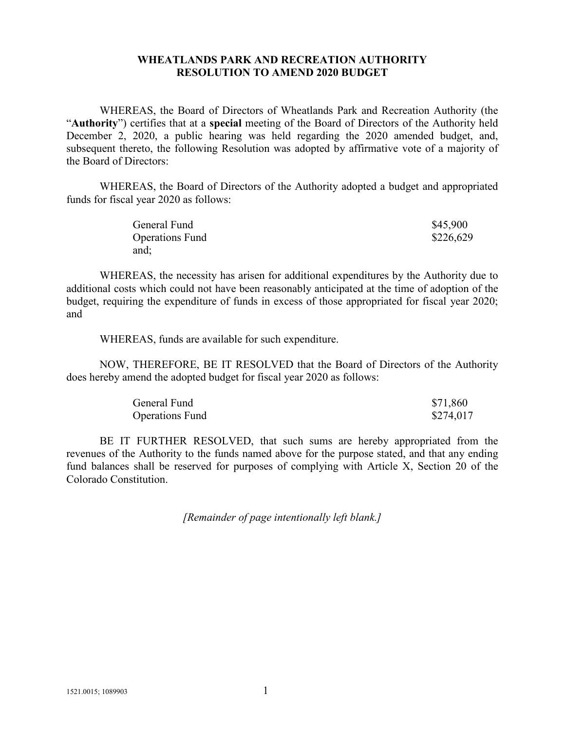# WHEATLANDS PARK AND RECREATION AUTHORITY
# RESOLUTION TO AMEND 2020 BUDGET

WHEREAS, the Board of Directors of Wheatlands Park and Recreation Authority (the "**Authority**") certifies that at a **special** meeting of the Board of Directors of the Authority held December 2, 2020, a public hearing was held regarding the 2020 amended budget, and, subsequent thereto, the following Resolution was adopted by affirmative vote of a majority of the Board of Directors:

WHEREAS, the Board of Directors of the Authority adopted a budget and appropriated funds for fiscal year 2020 as follows:

| | |
|---|---|
| General Fund | $45,900 |
| Operations Fund | $226,629 |

and;

WHEREAS, the necessity has arisen for additional expenditures by the Authority due to additional costs which could not have been reasonably anticipated at the time of adoption of the budget, requiring the expenditure of funds in excess of those appropriated for fiscal year 2020; and

WHEREAS, funds are available for such expenditure.

NOW, THEREFORE, BE IT RESOLVED that the Board of Directors of the Authority does hereby amend the adopted budget for fiscal year 2020 as follows:

| | |
|---|---|
| General Fund | $71,860 |
| Operations Fund | $274,017 |

BE IT FURTHER RESOLVED, that such sums are hereby appropriated from the revenues of the Authority to the funds named above for the purpose stated, and that any ending fund balances shall be reserved for purposes of complying with Article X, Section 20 of the Colorado Constitution.

*[Remainder of page intentionally left blank.]*

1521.0015; 1089903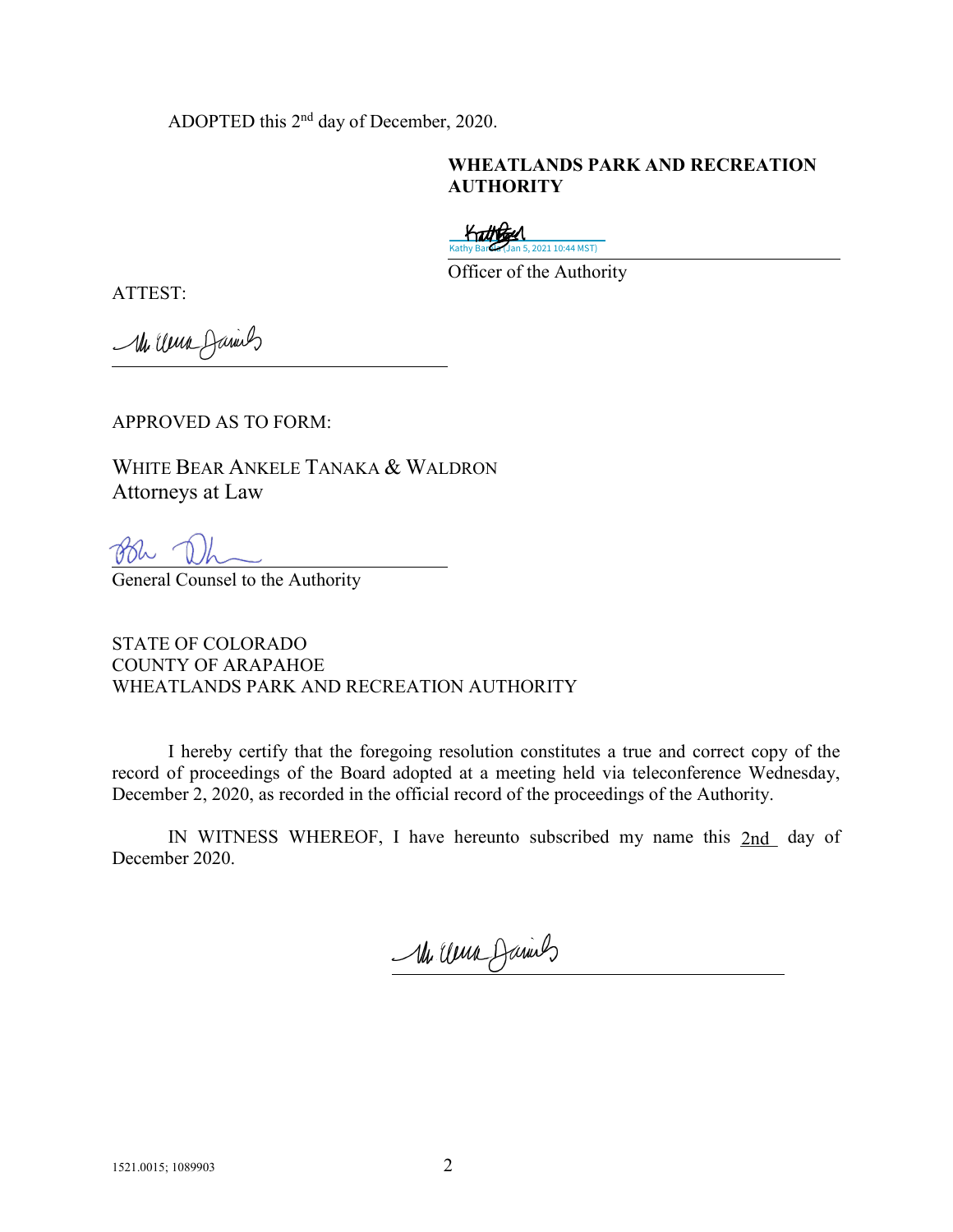ADOPTED this 2nd day of December, 2020.

**WHEATLANDS PARK AND RECREATION AUTHORITY**

Kathy Barela (Jan 5, 2021 10:44 MST)

Officer of the Authority

ATTEST:

APPROVED AS TO FORM:

WHITE BEAR ANKELE TANAKA & WALDRON
Attorneys at Law

General Counsel to the Authority

STATE OF COLORADO
COUNTY OF ARAPAHOE
WHEATLANDS PARK AND RECREATION AUTHORITY

I hereby certify that the foregoing resolution constitutes a true and correct copy of the record of proceedings of the Board adopted at a meeting held via teleconference Wednesday, December 2, 2020, as recorded in the official record of the proceedings of the Authority.

IN WITNESS WHEREOF, I have hereunto subscribed my name this 2nd day of December 2020.

1521.0015; 1089903